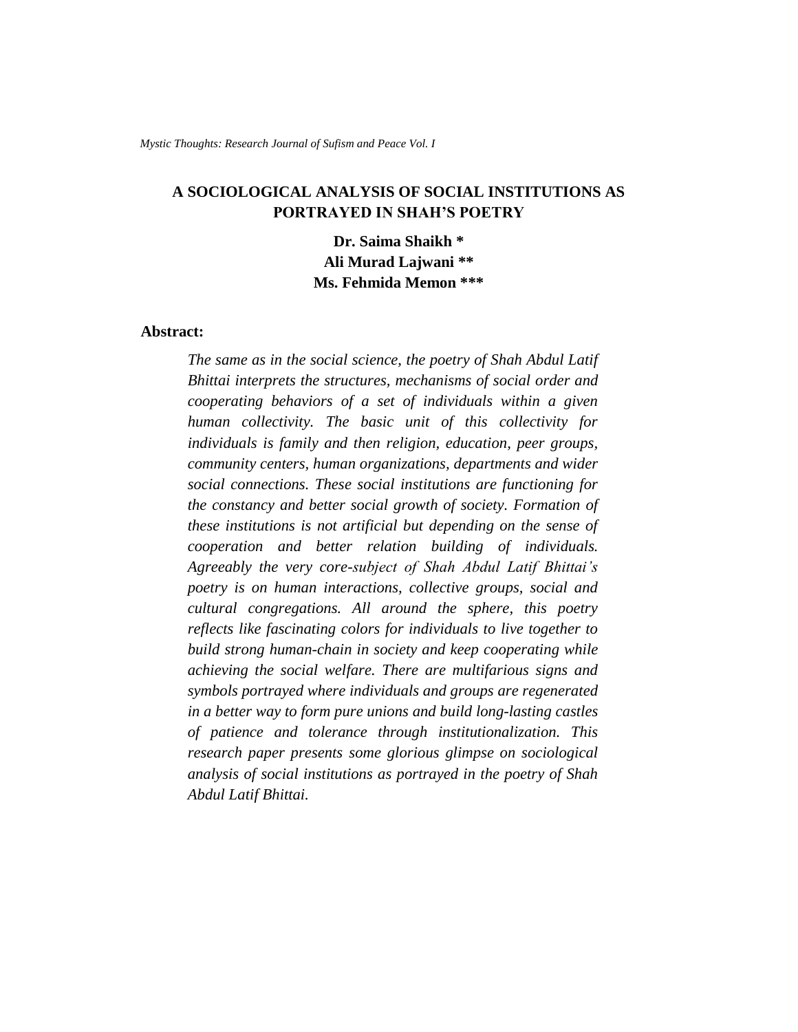# A SOCIOLOGICAL ANALYSIS OF SOCIAL INSTITUTIONS AS PORTRAYED IN SHAH'S POETRY

**Dr. Saima Shaikh \***
**Ali Murad Lajwani \*\***
**Ms. Fehmida Memon \*\*\***

## Abstract:

*The same as in the social science, the poetry of Shah Abdul Latif Bhittai interprets the structures, mechanisms of social order and cooperating behaviors of a set of individuals within a given human collectivity. The basic unit of this collectivity for individuals is family and then religion, education, peer groups, community centers, human organizations, departments and wider social connections. These social institutions are functioning for the constancy and better social growth of society. Formation of these institutions is not artificial but depending on the sense of cooperation and better relation building of individuals. Agreeably the very core-subject of Shah Abdul Latif Bhittai's poetry is on human interactions, collective groups, social and cultural congregations. All around the sphere, this poetry reflects like fascinating colors for individuals to live together to build strong human-chain in society and keep cooperating while achieving the social welfare. There are multifarious signs and symbols portrayed where individuals and groups are regenerated in a better way to form pure unions and build long-lasting castles of patience and tolerance through institutionalization. This research paper presents some glorious glimpse on sociological analysis of social institutions as portrayed in the poetry of Shah Abdul Latif Bhittai.*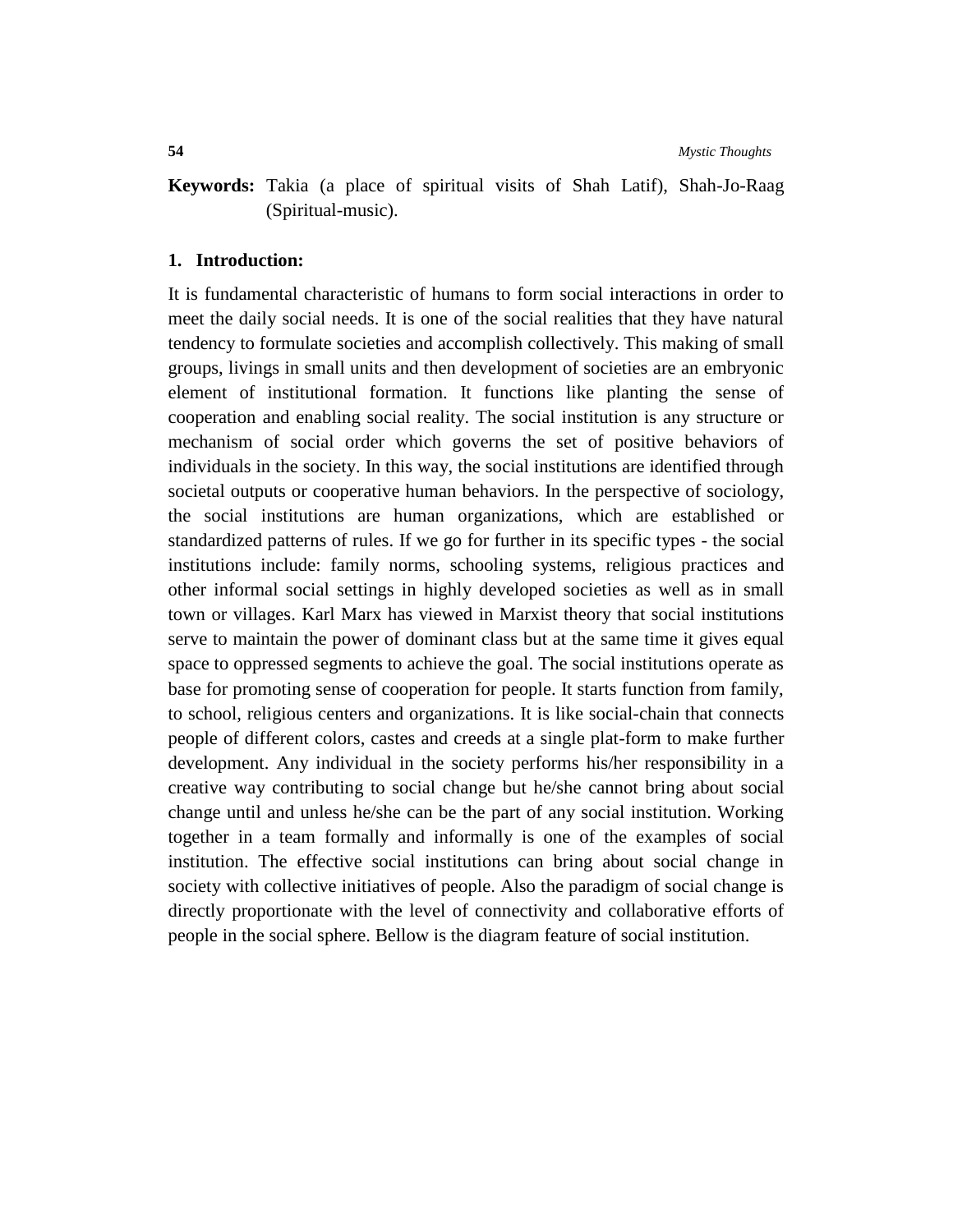**Keywords:** Takia (a place of spiritual visits of Shah Latif), Shah-Jo-Raag (Spiritual-music).

## 1. Introduction:

It is fundamental characteristic of humans to form social interactions in order to meet the daily social needs. It is one of the social realities that they have natural tendency to formulate societies and accomplish collectively. This making of small groups, livings in small units and then development of societies are an embryonic element of institutional formation. It functions like planting the sense of cooperation and enabling social reality. The social institution is any structure or mechanism of social order which governs the set of positive behaviors of individuals in the society. In this way, the social institutions are identified through societal outputs or cooperative human behaviors. In the perspective of sociology, the social institutions are human organizations, which are established or standardized patterns of rules. If we go for further in its specific types - the social institutions include: family norms, schooling systems, religious practices and other informal social settings in highly developed societies as well as in small town or villages. Karl Marx has viewed in Marxist theory that social institutions serve to maintain the power of dominant class but at the same time it gives equal space to oppressed segments to achieve the goal. The social institutions operate as base for promoting sense of cooperation for people. It starts function from family, to school, religious centers and organizations. It is like social-chain that connects people of different colors, castes and creeds at a single plat-form to make further development. Any individual in the society performs his/her responsibility in a creative way contributing to social change but he/she cannot bring about social change until and unless he/she can be the part of any social institution. Working together in a team formally and informally is one of the examples of social institution. The effective social institutions can bring about social change in society with collective initiatives of people. Also the paradigm of social change is directly proportionate with the level of connectivity and collaborative efforts of people in the social sphere. Bellow is the diagram feature of social institution.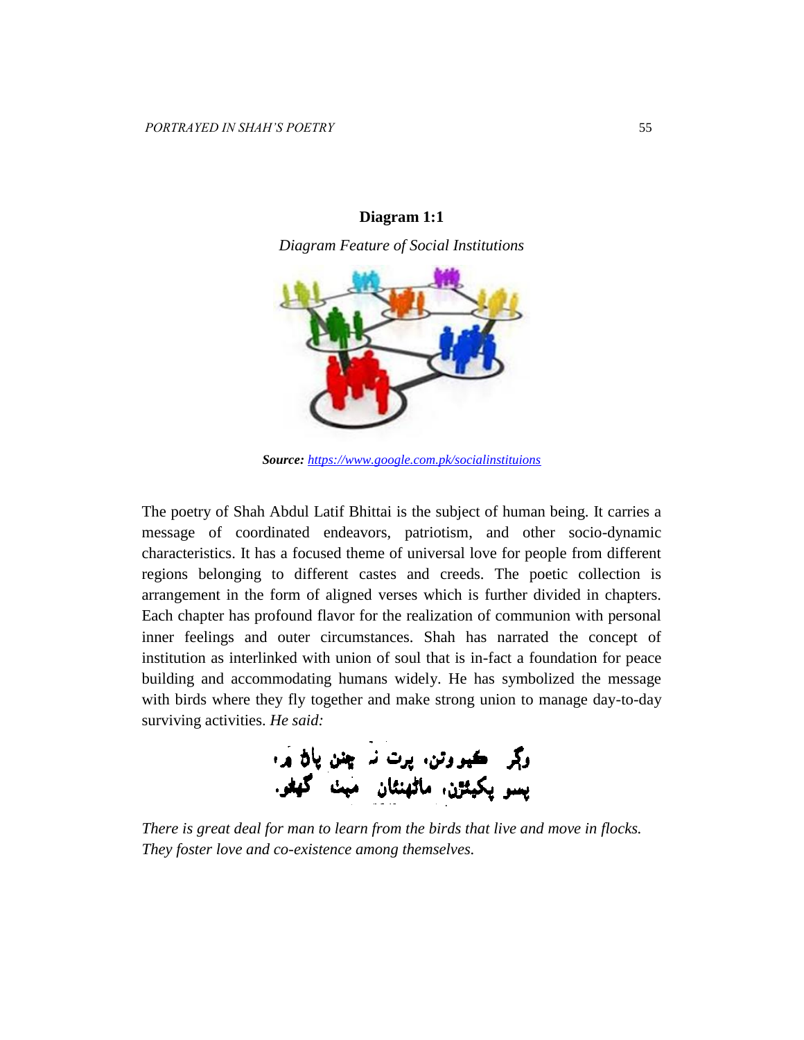**Diagram 1:1**

*Diagram Feature of Social Institutions*

***Source:*** https://www.google.com.pk/socialinstituions

The poetry of Shah Abdul Latif Bhittai is the subject of human being. It carries a message of coordinated endeavors, patriotism, and other socio-dynamic characteristics. It has a focused theme of universal love for people from different regions belonging to different castes and creeds. The poetic collection is arrangement in the form of aligned verses which is further divided in chapters. Each chapter has profound flavor for the realization of communion with personal inner feelings and outer circumstances. Shah has narrated the concept of institution as interlinked with union of soul that is in-fact a foundation for peace building and accommodating humans widely. He has symbolized the message with birds where they fly together and make strong union to manage day-to-day surviving activities. *He said:*

وڳر ڪبوترن، پرت نہ ڇنن پاڻ ۾،

پسو پکيڙن، ماڻهنئان مٿ گهڻو.

*There is great deal for man to learn from the birds that live and move in flocks. They foster love and co-existence among themselves.*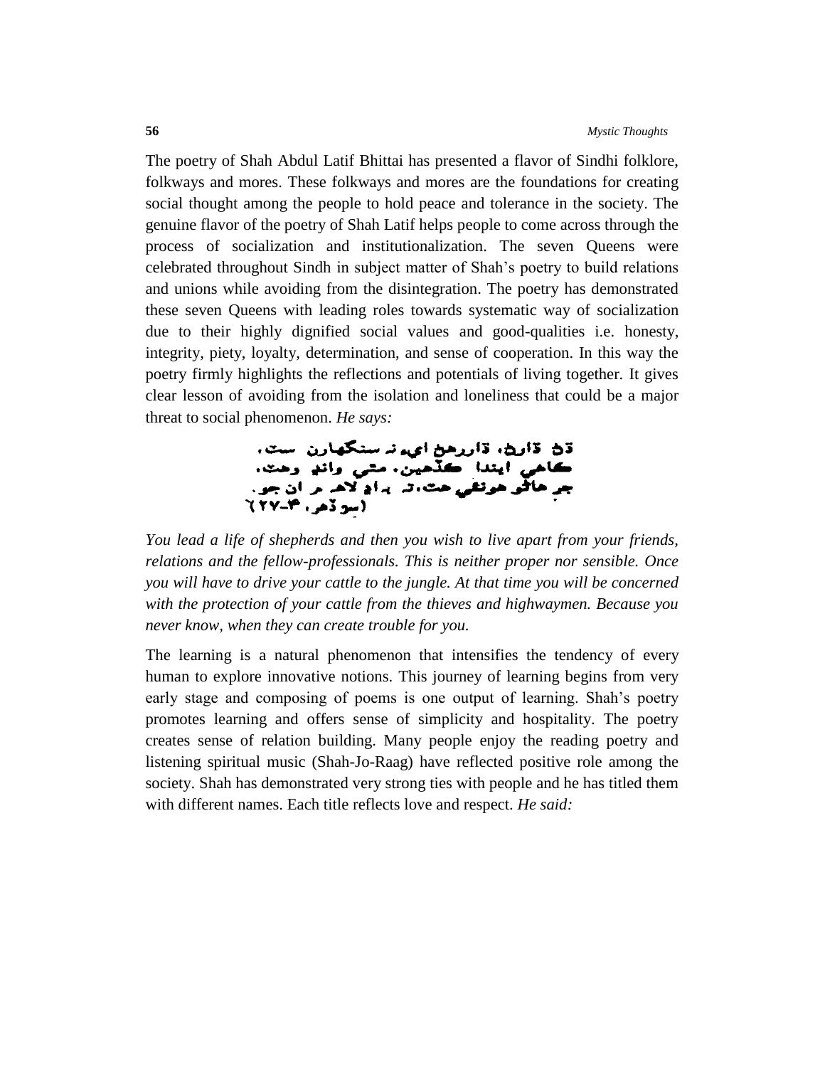The poetry of Shah Abdul Latif Bhittai has presented a flavor of Sindhi folklore, folkways and mores. These folkways and mores are the foundations for creating social thought among the people to hold peace and tolerance in the society. The genuine flavor of the poetry of Shah Latif helps people to come across through the process of socialization and institutionalization. The seven Queens were celebrated throughout Sindh in subject matter of Shah's poetry to build relations and unions while avoiding from the disintegration. The poetry has demonstrated these seven Queens with leading roles towards systematic way of socialization due to their highly dignified social values and good-qualities i.e. honesty, integrity, piety, loyalty, determination, and sense of cooperation. In this way the poetry firmly highlights the reflections and potentials of living together. It gives clear lesson of avoiding from the isolation and loneliness that could be a major threat to social phenomenon. *He says:*

ڌڻ ڌارڻ، ڌار رهڻ ايءِ نہ سنگهارن ست،
ڪاهي ايندا ڪڏهين، مٿي واندءِ وهت،
جر هاٿو هونئي هت، تہ پاءِ لاهہ مر ان جو.
(سُر ڏهر، ۴-۲۷)

*You lead a life of shepherds and then you wish to live apart from your friends, relations and the fellow-professionals. This is neither proper nor sensible. Once you will have to drive your cattle to the jungle. At that time you will be concerned with the protection of your cattle from the thieves and highwaymen. Because you never know, when they can create trouble for you.*

The learning is a natural phenomenon that intensifies the tendency of every human to explore innovative notions. This journey of learning begins from very early stage and composing of poems is one output of learning. Shah's poetry promotes learning and offers sense of simplicity and hospitality. The poetry creates sense of relation building. Many people enjoy the reading poetry and listening spiritual music (Shah-Jo-Raag) have reflected positive role among the society. Shah has demonstrated very strong ties with people and he has titled them with different names. Each title reflects love and respect. *He said:*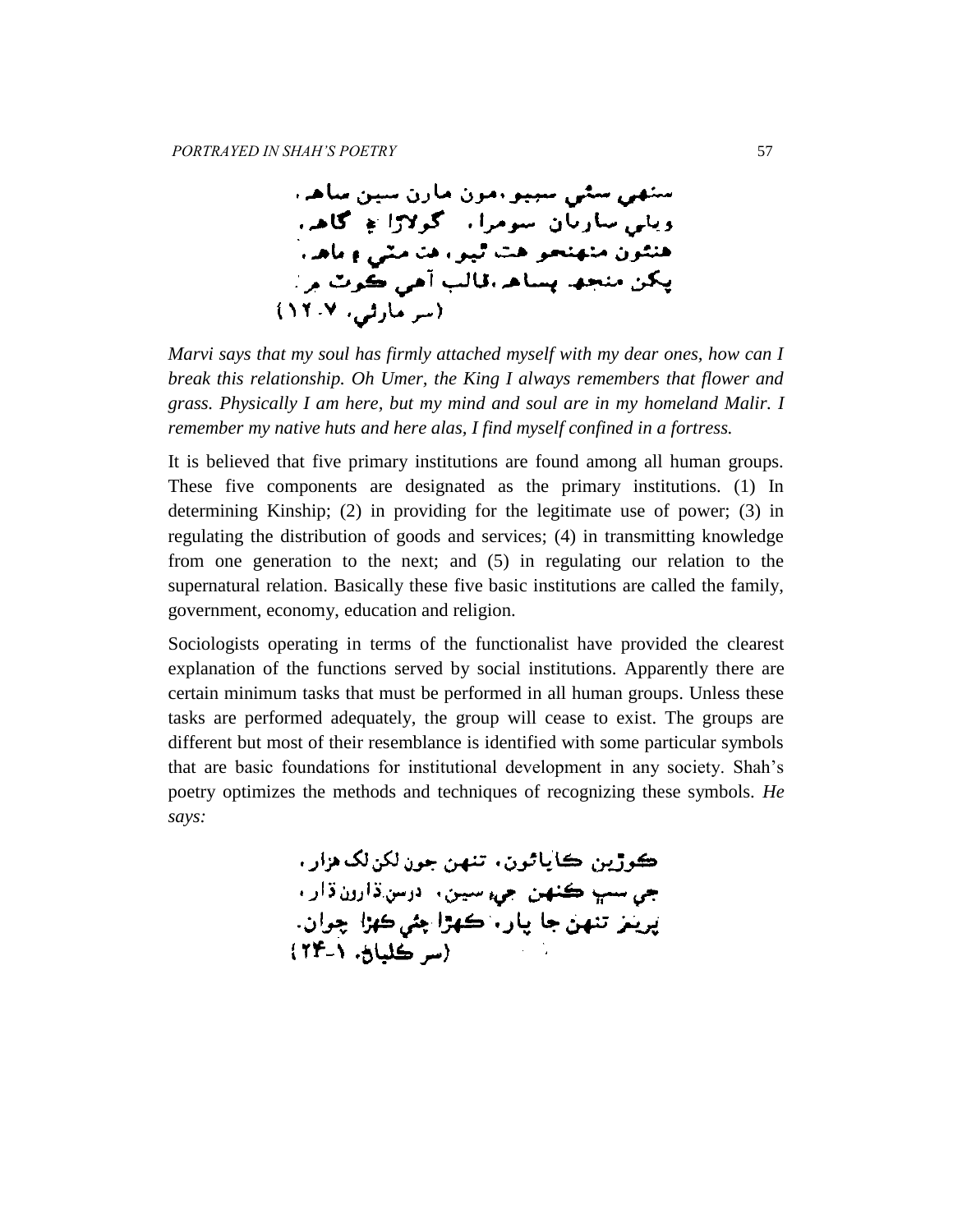سنهي سٽي سيبو، مون مارن سين ساهه،
ويامي ساريان سومرا، گولاڙا ۽ گاهه،
هتڙون منهنجو هت ٿيو، هت مٽي ۽ ماهه،
پکن منجهه پساهه، قالب آهي ڪوٽ ۾.
(سر مارئي، ٧-١٢)

*Marvi says that my soul has firmly attached myself with my dear ones, how can I break this relationship. Oh Umer, the King I always remembers that flower and grass. Physically I am here, but my mind and soul are in my homeland Malir. I remember my native huts and here alas, I find myself confined in a fortress.*

It is believed that five primary institutions are found among all human groups. These five components are designated as the primary institutions. (1) In determining Kinship; (2) in providing for the legitimate use of power; (3) in regulating the distribution of goods and services; (4) in transmitting knowledge from one generation to the next; and (5) in regulating our relation to the supernatural relation. Basically these five basic institutions are called the family, government, economy, education and religion.

Sociologists operating in terms of the functionalist have provided the clearest explanation of the functions served by social institutions. Apparently there are certain minimum tasks that must be performed in all human groups. Unless these tasks are performed adequately, the group will cease to exist. The groups are different but most of their resemblance is identified with some particular symbols that are basic foundations for institutional development in any society. Shah's poetry optimizes the methods and techniques of recognizing these symbols. *He says:*

ڪوڙين ڪاياٿون، تنهن جون لکن لک هزار،
جي سڀ ڪنهن جيء سين، درسن ڏارون ڏار،
پرينءَ تنهن جا پار، کهڙا چئي کهڙا چوان.
(سر ڪلياڻ، ١-٢٤)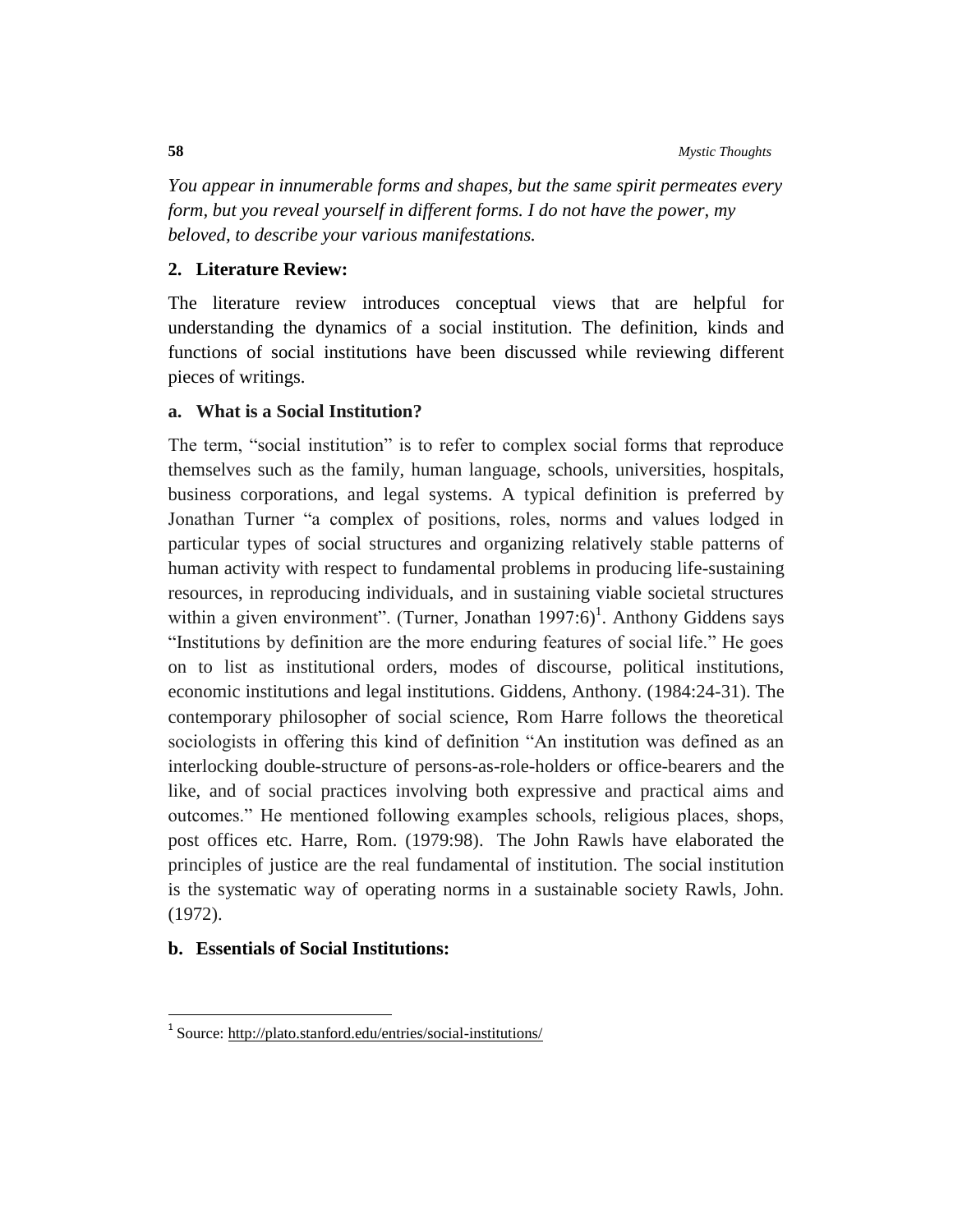*You appear in innumerable forms and shapes, but the same spirit permeates every form, but you reveal yourself in different forms. I do not have the power, my beloved, to describe your various manifestations.*

## 2. Literature Review:

The literature review introduces conceptual views that are helpful for understanding the dynamics of a social institution. The definition, kinds and functions of social institutions have been discussed while reviewing different pieces of writings.

### a. What is a Social Institution?

The term, "social institution" is to refer to complex social forms that reproduce themselves such as the family, human language, schools, universities, hospitals, business corporations, and legal systems. A typical definition is preferred by Jonathan Turner "a complex of positions, roles, norms and values lodged in particular types of social structures and organizing relatively stable patterns of human activity with respect to fundamental problems in producing life-sustaining resources, in reproducing individuals, and in sustaining viable societal structures within a given environment". (Turner, Jonathan 1997:6)[1]. Anthony Giddens says "Institutions by definition are the more enduring features of social life." He goes on to list as institutional orders, modes of discourse, political institutions, economic institutions and legal institutions. Giddens, Anthony. (1984:24-31). The contemporary philosopher of social science, Rom Harre follows the theoretical sociologists in offering this kind of definition "An institution was defined as an interlocking double-structure of persons-as-role-holders or office-bearers and the like, and of social practices involving both expressive and practical aims and outcomes." He mentioned following examples schools, religious places, shops, post offices etc. Harre, Rom. (1979:98). The John Rawls have elaborated the principles of justice are the real fundamental of institution. The social institution is the systematic way of operating norms in a sustainable society Rawls, John. (1972).

### b. Essentials of Social Institutions:

---

[1] Source: http://plato.stanford.edu/entries/social-institutions/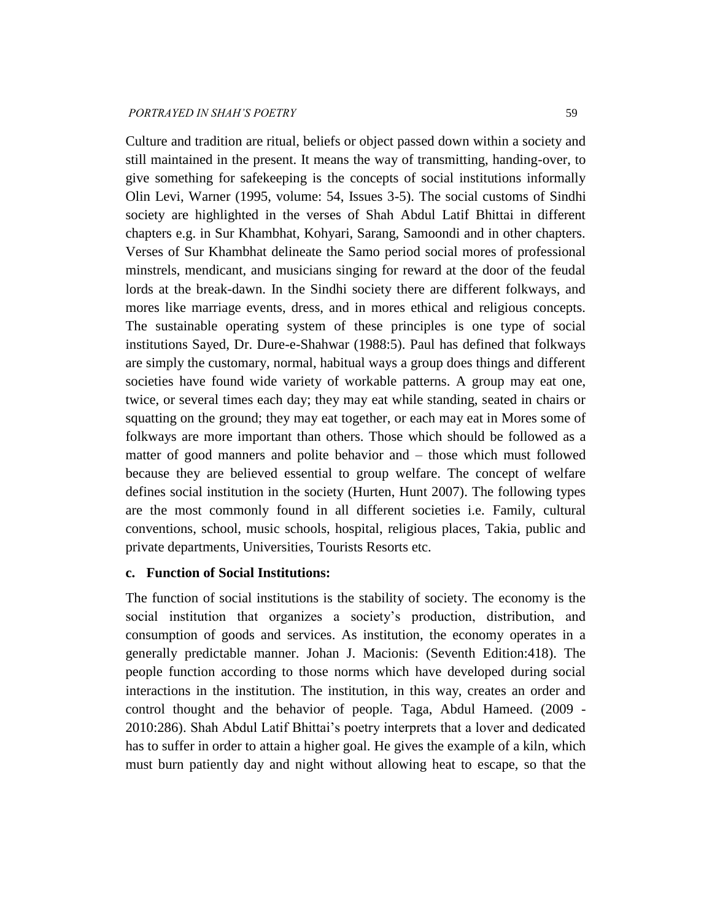Culture and tradition are ritual, beliefs or object passed down within a society and still maintained in the present. It means the way of transmitting, handing-over, to give something for safekeeping is the concepts of social institutions informally Olin Levi, Warner (1995, volume: 54, Issues 3-5). The social customs of Sindhi society are highlighted in the verses of Shah Abdul Latif Bhittai in different chapters e.g. in Sur Khambhat, Kohyari, Sarang, Samoondi and in other chapters. Verses of Sur Khambhat delineate the Samo period social mores of professional minstrels, mendicant, and musicians singing for reward at the door of the feudal lords at the break-dawn. In the Sindhi society there are different folkways, and mores like marriage events, dress, and in mores ethical and religious concepts. The sustainable operating system of these principles is one type of social institutions Sayed, Dr. Dure-e-Shahwar (1988:5). Paul has defined that folkways are simply the customary, normal, habitual ways a group does things and different societies have found wide variety of workable patterns. A group may eat one, twice, or several times each day; they may eat while standing, seated in chairs or squatting on the ground; they may eat together, or each may eat in Mores some of folkways are more important than others. Those which should be followed as a matter of good manners and polite behavior and – those which must followed because they are believed essential to group welfare. The concept of welfare defines social institution in the society (Hurten, Hunt 2007). The following types are the most commonly found in all different societies i.e. Family, cultural conventions, school, music schools, hospital, religious places, Takia, public and private departments, Universities, Tourists Resorts etc.

### c. Function of Social Institutions:

The function of social institutions is the stability of society. The economy is the social institution that organizes a society's production, distribution, and consumption of goods and services. As institution, the economy operates in a generally predictable manner. Johan J. Macionis: (Seventh Edition:418). The people function according to those norms which have developed during social interactions in the institution. The institution, in this way, creates an order and control thought and the behavior of people. Taga, Abdul Hameed. (2009 - 2010:286). Shah Abdul Latif Bhittai's poetry interprets that a lover and dedicated has to suffer in order to attain a higher goal. He gives the example of a kiln, which must burn patiently day and night without allowing heat to escape, so that the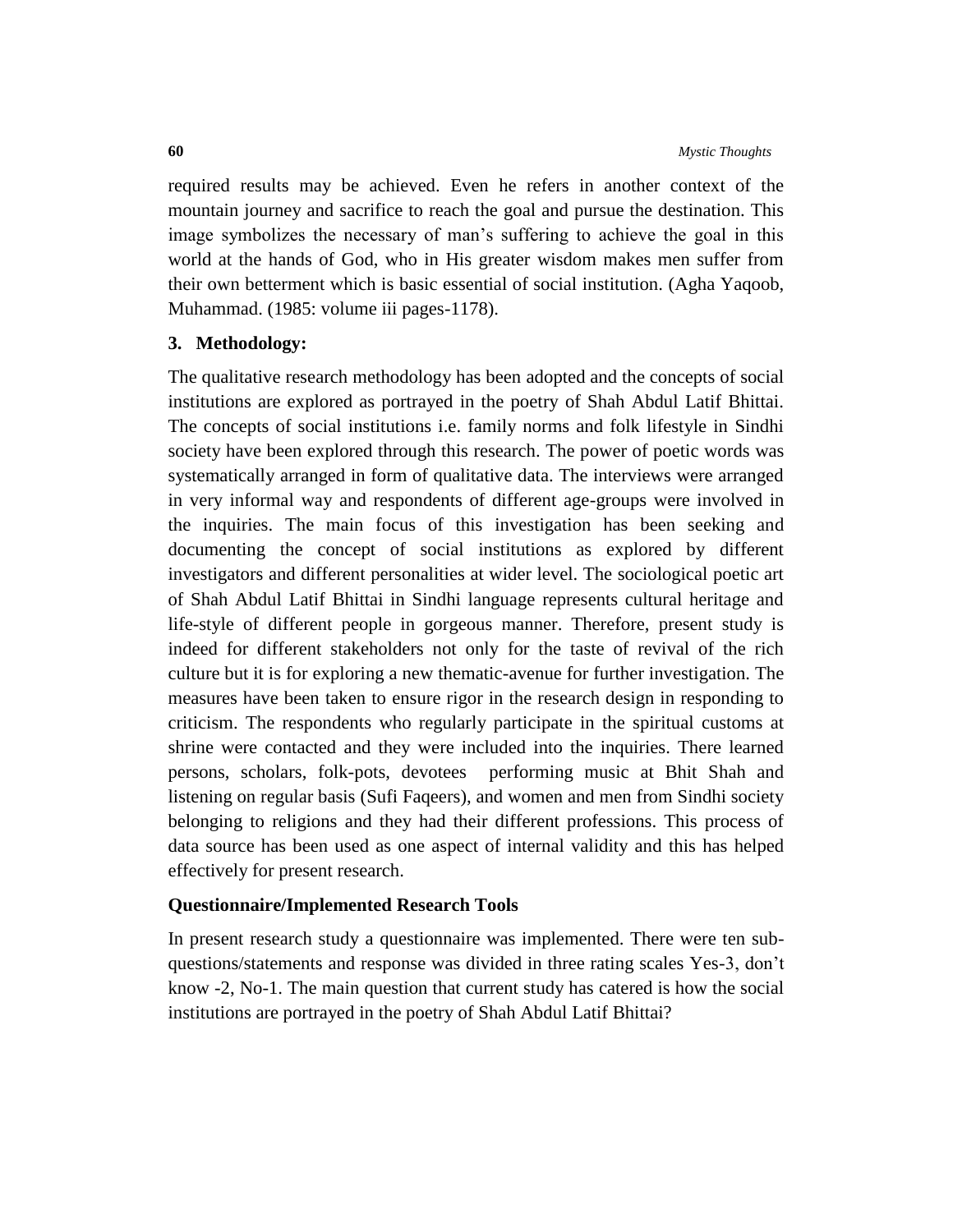required results may be achieved. Even he refers in another context of the mountain journey and sacrifice to reach the goal and pursue the destination. This image symbolizes the necessary of man's suffering to achieve the goal in this world at the hands of God, who in His greater wisdom makes men suffer from their own betterment which is basic essential of social institution. (Agha Yaqoob, Muhammad. (1985: volume iii pages-1178).

## 3. Methodology:

The qualitative research methodology has been adopted and the concepts of social institutions are explored as portrayed in the poetry of Shah Abdul Latif Bhittai. The concepts of social institutions i.e. family norms and folk lifestyle in Sindhi society have been explored through this research. The power of poetic words was systematically arranged in form of qualitative data. The interviews were arranged in very informal way and respondents of different age-groups were involved in the inquiries. The main focus of this investigation has been seeking and documenting the concept of social institutions as explored by different investigators and different personalities at wider level. The sociological poetic art of Shah Abdul Latif Bhittai in Sindhi language represents cultural heritage and life-style of different people in gorgeous manner. Therefore, present study is indeed for different stakeholders not only for the taste of revival of the rich culture but it is for exploring a new thematic-avenue for further investigation. The measures have been taken to ensure rigor in the research design in responding to criticism. The respondents who regularly participate in the spiritual customs at shrine were contacted and they were included into the inquiries. There learned persons, scholars, folk-pots, devotees performing music at Bhit Shah and listening on regular basis (Sufi Faqeers), and women and men from Sindhi society belonging to religions and they had their different professions. This process of data source has been used as one aspect of internal validity and this has helped effectively for present research.

### Questionnaire/Implemented Research Tools

In present research study a questionnaire was implemented. There were ten sub-questions/statements and response was divided in three rating scales Yes-3, don't know -2, No-1. The main question that current study has catered is how the social institutions are portrayed in the poetry of Shah Abdul Latif Bhittai?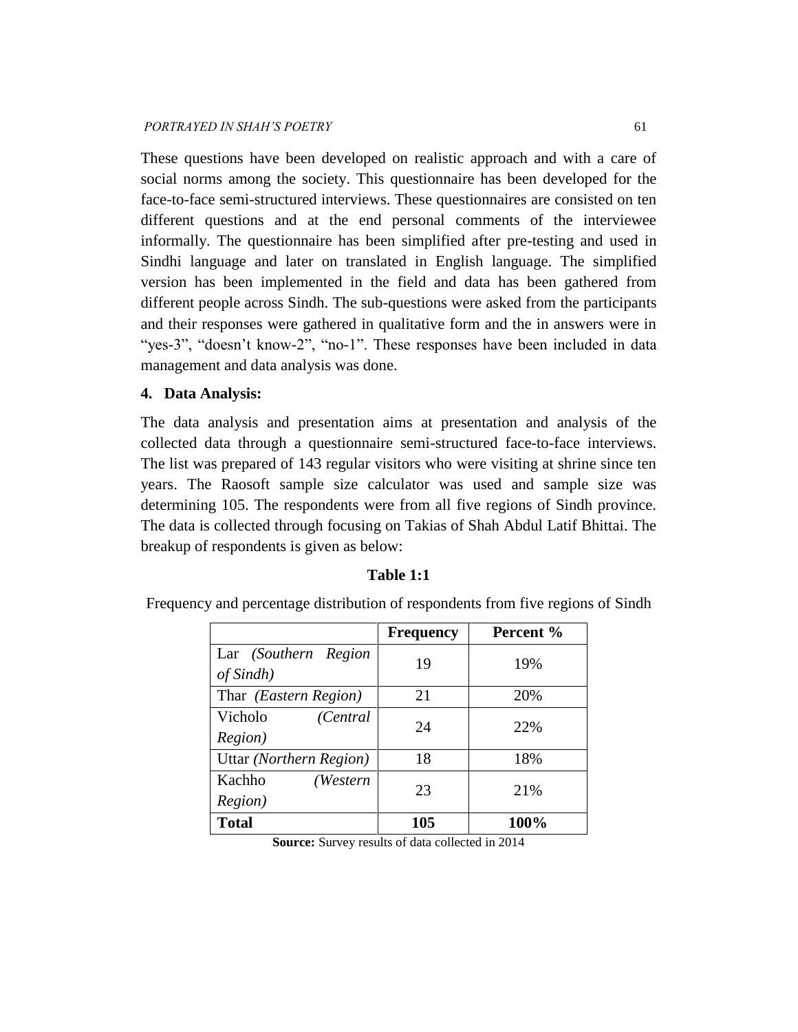These questions have been developed on realistic approach and with a care of social norms among the society. This questionnaire has been developed for the face-to-face semi-structured interviews. These questionnaires are consisted on ten different questions and at the end personal comments of the interviewee informally. The questionnaire has been simplified after pre-testing and used in Sindhi language and later on translated in English language. The simplified version has been implemented in the field and data has been gathered from different people across Sindh. The sub-questions were asked from the participants and their responses were gathered in qualitative form and the in answers were in "yes-3", "doesn't know-2", "no-1". These responses have been included in data management and data analysis was done.

## 4. Data Analysis:

The data analysis and presentation aims at presentation and analysis of the collected data through a questionnaire semi-structured face-to-face interviews. The list was prepared of 143 regular visitors who were visiting at shrine since ten years. The Raosoft sample size calculator was used and sample size was determining 105. The respondents were from all five regions of Sindh province. The data is collected through focusing on Takias of Shah Abdul Latif Bhittai. The breakup of respondents is given as below:

**Table 1:1**

Frequency and percentage distribution of respondents from five regions of Sindh

| | **Frequency** | **Percent %** |
|---|---|---|
| Lar *(Southern Region of Sindh)* | 19 | 19% |
| Thar *(Eastern Region)* | 21 | 20% |
| Vicholo *(Central Region)* | 24 | 22% |
| Uttar *(Northern Region)* | 18 | 18% |
| Kachho *(Western Region)* | 23 | 21% |
| **Total** | **105** | **100%** |

**Source:** Survey results of data collected in 2014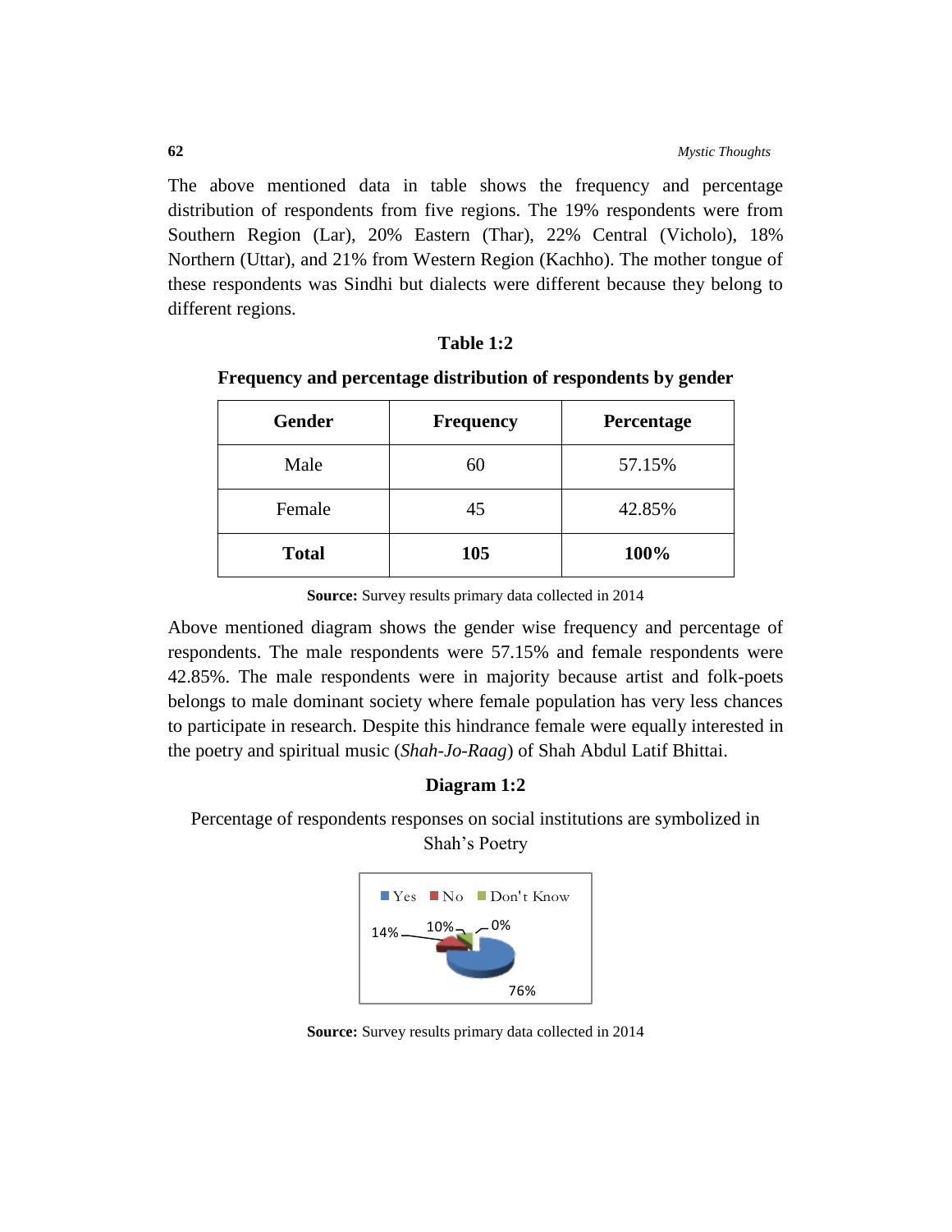The above mentioned data in table shows the frequency and percentage distribution of respondents from five regions. The 19% respondents were from Southern Region (Lar), 20% Eastern (Thar), 22% Central (Vicholo), 18% Northern (Uttar), and 21% from Western Region (Kachho). The mother tongue of these respondents was Sindhi but dialects were different because they belong to different regions.

**Table 1:2**

**Frequency and percentage distribution of respondents by gender**

| Gender | Frequency | Percentage |
|---|---|---|
| Male | 60 | 57.15% |
| Female | 45 | 42.85% |
| **Total** | **105** | **100%** |

**Source:** Survey results primary data collected in 2014

Above mentioned diagram shows the gender wise frequency and percentage of respondents. The male respondents were 57.15% and female respondents were 42.85%. The male respondents were in majority because artist and folk-poets belongs to male dominant society where female population has very less chances to participate in research. Despite this hindrance female were equally interested in the poetry and spiritual music (*Shah-Jo-Raag*) of Shah Abdul Latif Bhittai.

**Diagram 1:2**

Percentage of respondents responses on social institutions are symbolized in Shah's Poetry

Yes No Don't Know

14% 10% 0%

76%

**Source:** Survey results primary data collected in 2014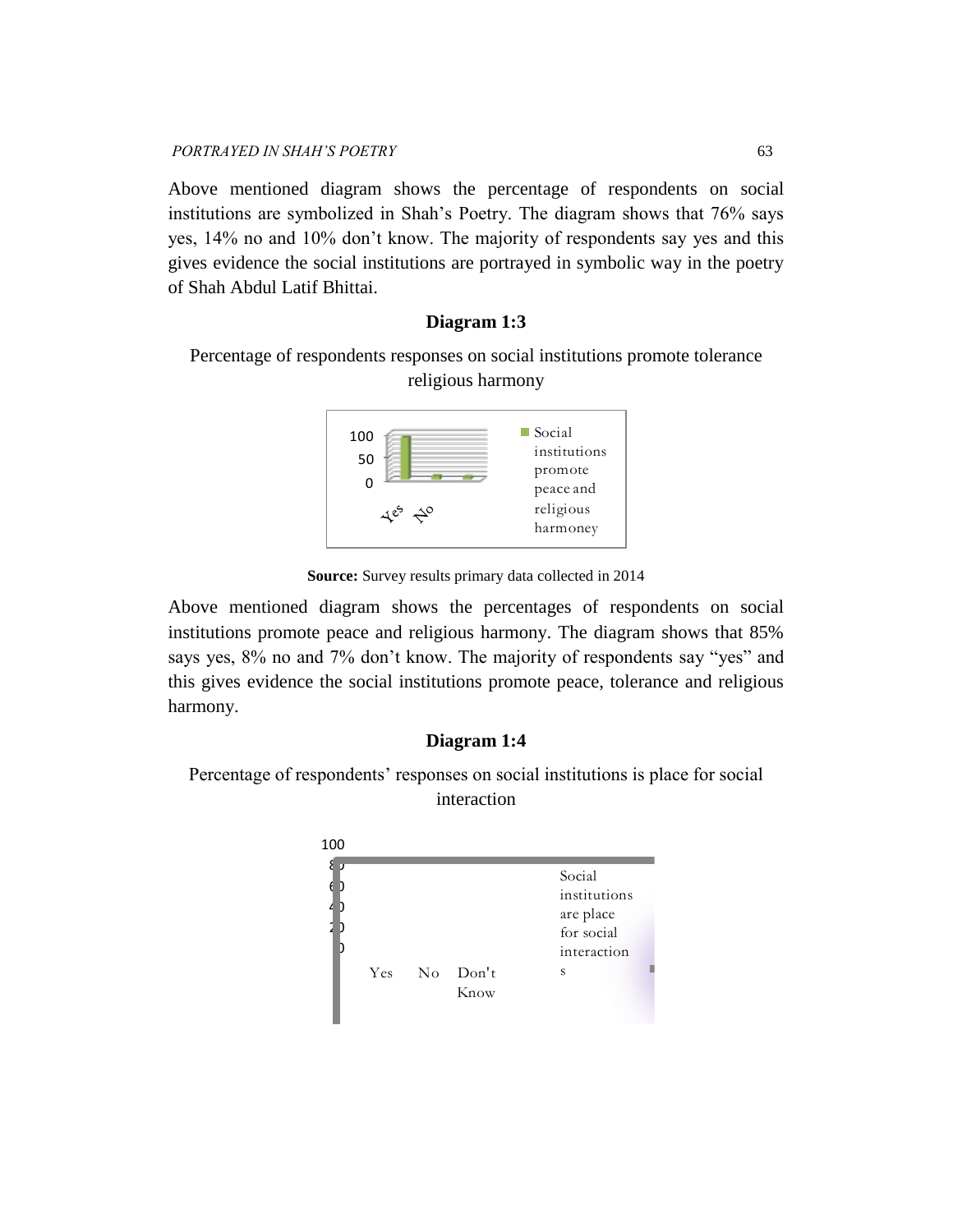Above mentioned diagram shows the percentage of respondents on social institutions are symbolized in Shah's Poetry. The diagram shows that 76% says yes, 14% no and 10% don't know. The majority of respondents say yes and this gives evidence the social institutions are portrayed in symbolic way in the poetry of Shah Abdul Latif Bhittai.

### Diagram 1:3

Percentage of respondents responses on social institutions promote tolerance religious harmony

**Source:** Survey results primary data collected in 2014

Above mentioned diagram shows the percentages of respondents on social institutions promote peace and religious harmony. The diagram shows that 85% says yes, 8% no and 7% don't know. The majority of respondents say "yes" and this gives evidence the social institutions promote peace, tolerance and religious harmony.

### Diagram 1:4

Percentage of respondents' responses on social institutions is place for social interaction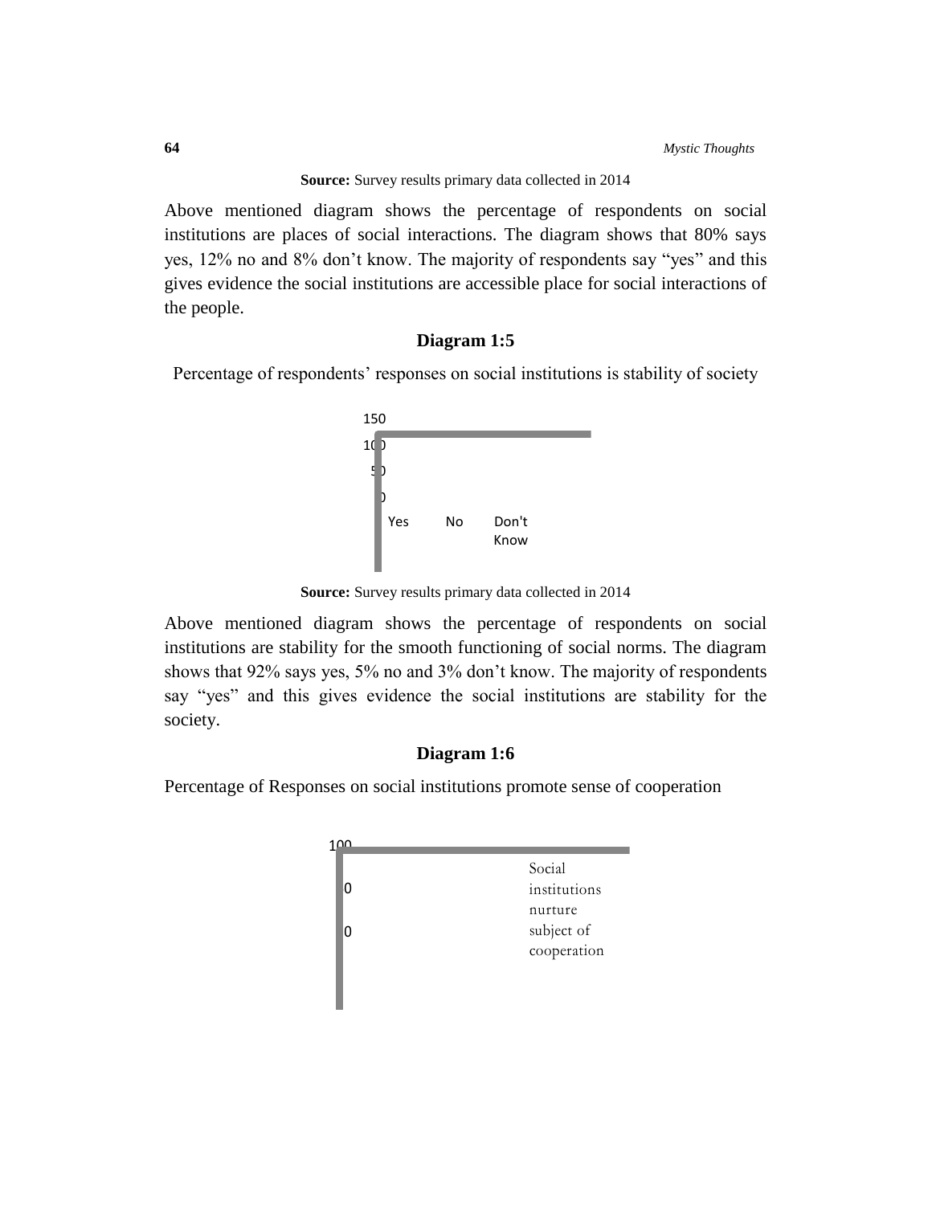**Source:** Survey results primary data collected in 2014

Above mentioned diagram shows the percentage of respondents on social institutions are places of social interactions. The diagram shows that 80% says yes, 12% no and 8% don't know. The majority of respondents say "yes" and this gives evidence the social institutions are accessible place for social interactions of the people.

### Diagram 1:5

Percentage of respondents' responses on social institutions is stability of society

150

100

50

0

Yes No Don't Know

**Source:** Survey results primary data collected in 2014

Above mentioned diagram shows the percentage of respondents on social institutions are stability for the smooth functioning of social norms. The diagram shows that 92% says yes, 5% no and 3% don't know. The majority of respondents say "yes" and this gives evidence the social institutions are stability for the society.

### Diagram 1:6

Percentage of Responses on social institutions promote sense of cooperation

100

0

0

Social institutions nurture subject of cooperation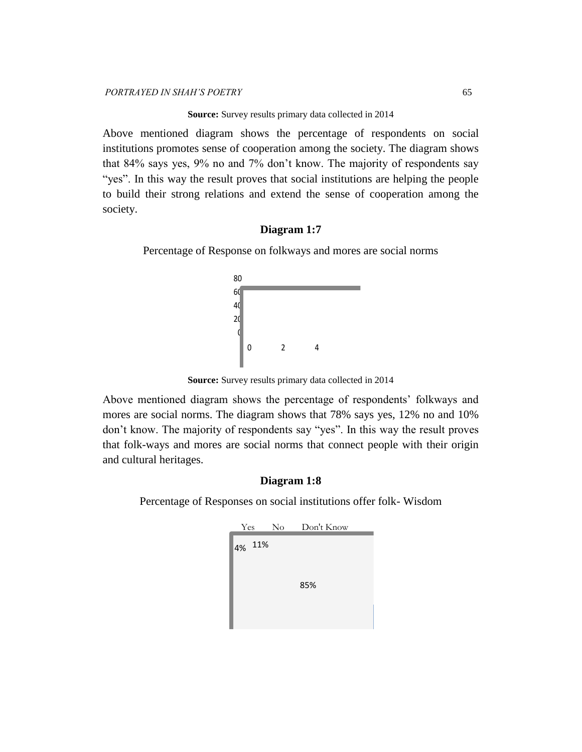**Source:** Survey results primary data collected in 2014

Above mentioned diagram shows the percentage of respondents on social institutions promotes sense of cooperation among the society. The diagram shows that 84% says yes, 9% no and 7% don't know. The majority of respondents say "yes". In this way the result proves that social institutions are helping the people to build their strong relations and extend the sense of cooperation among the society.

**Diagram 1:7**

Percentage of Response on folkways and mores are social norms

80
60
40
20
0

0 2 4

**Source:** Survey results primary data collected in 2014

Above mentioned diagram shows the percentage of respondents' folkways and mores are social norms. The diagram shows that 78% says yes, 12% no and 10% don't know. The majority of respondents say "yes". In this way the result proves that folk-ways and mores are social norms that connect people with their origin and cultural heritages.

**Diagram 1:8**

Percentage of Responses on social institutions offer folk- Wisdom

Yes No Don't Know

4% 11%

85%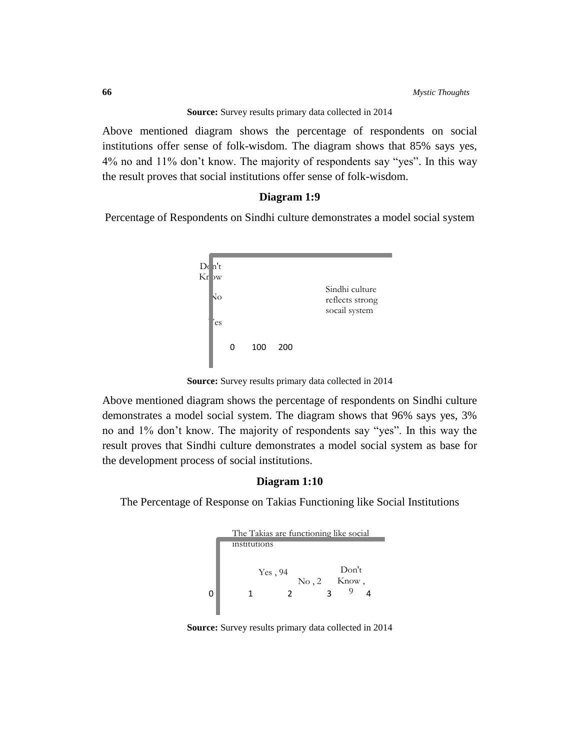**Source:** Survey results primary data collected in 2014

Above mentioned diagram shows the percentage of respondents on social institutions offer sense of folk-wisdom. The diagram shows that 85% says yes, 4% no and 11% don't know. The majority of respondents say "yes". In this way the result proves that social institutions offer sense of folk-wisdom.

### Diagram 1:9

Percentage of Respondents on Sindhi culture demonstrates a model social system

Don't Know

No

Yes

0 100 200

Sindhi culture reflects strong socail system

**Source:** Survey results primary data collected in 2014

Above mentioned diagram shows the percentage of respondents on Sindhi culture demonstrates a model social system. The diagram shows that 96% says yes, 3% no and 1% don't know. The majority of respondents say "yes". In this way the result proves that Sindhi culture demonstrates a model social system as base for the development process of social institutions.

### Diagram 1:10

The Percentage of Response on Takias Functioning like Social Institutions

The Takias are functioning like social institutions

Yes , 94

No , 2

Don't Know , 9

0 1 2 3 4

**Source:** Survey results primary data collected in 2014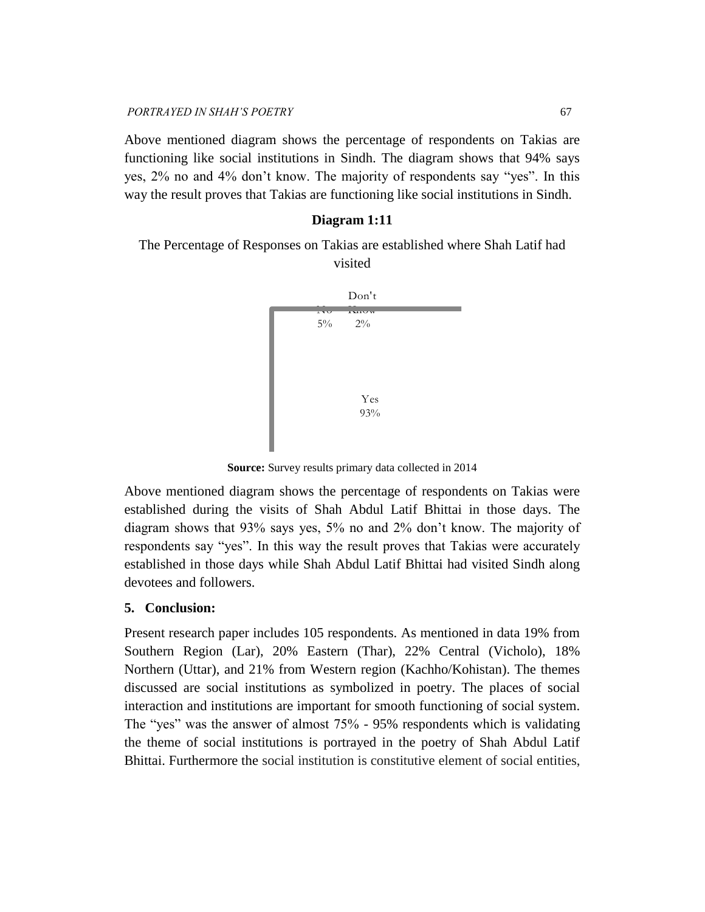Above mentioned diagram shows the percentage of respondents on Takias are functioning like social institutions in Sindh. The diagram shows that 94% says yes, 2% no and 4% don't know. The majority of respondents say "yes". In this way the result proves that Takias are functioning like social institutions in Sindh.

**Diagram 1:11**

The Percentage of Responses on Takias are established where Shah Latif had visited

No 5%

Don't Know 2%

Yes 93%

**Source:** Survey results primary data collected in 2014

Above mentioned diagram shows the percentage of respondents on Takias were established during the visits of Shah Abdul Latif Bhittai in those days. The diagram shows that 93% says yes, 5% no and 2% don't know. The majority of respondents say "yes". In this way the result proves that Takias were accurately established in those days while Shah Abdul Latif Bhittai had visited Sindh along devotees and followers.

## 5. Conclusion:

Present research paper includes 105 respondents. As mentioned in data 19% from Southern Region (Lar), 20% Eastern (Thar), 22% Central (Vicholo), 18% Northern (Uttar), and 21% from Western region (Kachho/Kohistan). The themes discussed are social institutions as symbolized in poetry. The places of social interaction and institutions are important for smooth functioning of social system. The "yes" was the answer of almost 75% - 95% respondents which is validating the theme of social institutions is portrayed in the poetry of Shah Abdul Latif Bhittai. Furthermore the social institution is constitutive element of social entities,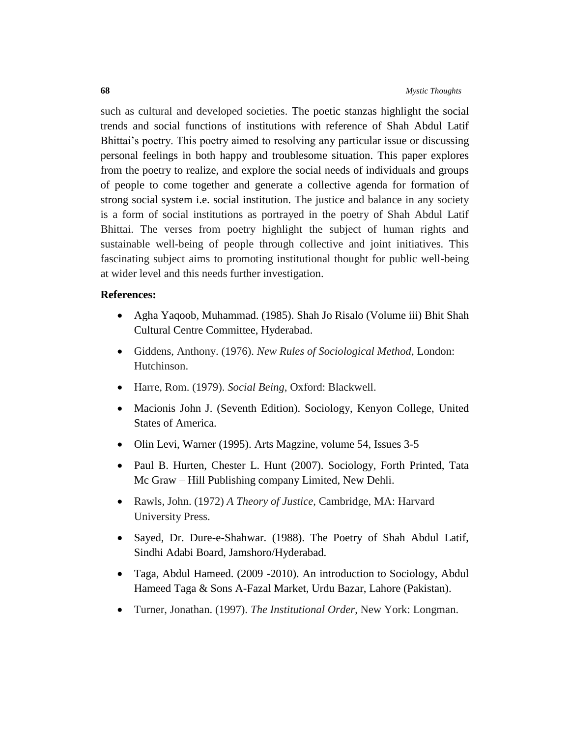such as cultural and developed societies. The poetic stanzas highlight the social trends and social functions of institutions with reference of Shah Abdul Latif Bhittai's poetry. This poetry aimed to resolving any particular issue or discussing personal feelings in both happy and troublesome situation. This paper explores from the poetry to realize, and explore the social needs of individuals and groups of people to come together and generate a collective agenda for formation of strong social system i.e. social institution. The justice and balance in any society is a form of social institutions as portrayed in the poetry of Shah Abdul Latif Bhittai. The verses from poetry highlight the subject of human rights and sustainable well-being of people through collective and joint initiatives. This fascinating subject aims to promoting institutional thought for public well-being at wider level and this needs further investigation.

**References:**

- Agha Yaqoob, Muhammad. (1985). Shah Jo Risalo (Volume iii) Bhit Shah Cultural Centre Committee, Hyderabad.
- Giddens, Anthony. (1976). *New Rules of Sociological Method*, London: Hutchinson.
- Harre, Rom. (1979). *Social Being*, Oxford: Blackwell.
- Macionis John J. (Seventh Edition). Sociology, Kenyon College, United States of America.
- Olin Levi, Warner (1995). Arts Magzine, volume 54, Issues 3-5
- Paul B. Hurten, Chester L. Hunt (2007). Sociology, Forth Printed, Tata Mc Graw – Hill Publishing company Limited, New Dehli.
- Rawls, John. (1972) *A Theory of Justice*, Cambridge, MA: Harvard University Press.
- Sayed, Dr. Dure-e-Shahwar. (1988). The Poetry of Shah Abdul Latif, Sindhi Adabi Board, Jamshoro/Hyderabad.
- Taga, Abdul Hameed. (2009 -2010). An introduction to Sociology, Abdul Hameed Taga & Sons A-Fazal Market, Urdu Bazar, Lahore (Pakistan).
- Turner, Jonathan. (1997). *The Institutional Order*, New York: Longman.